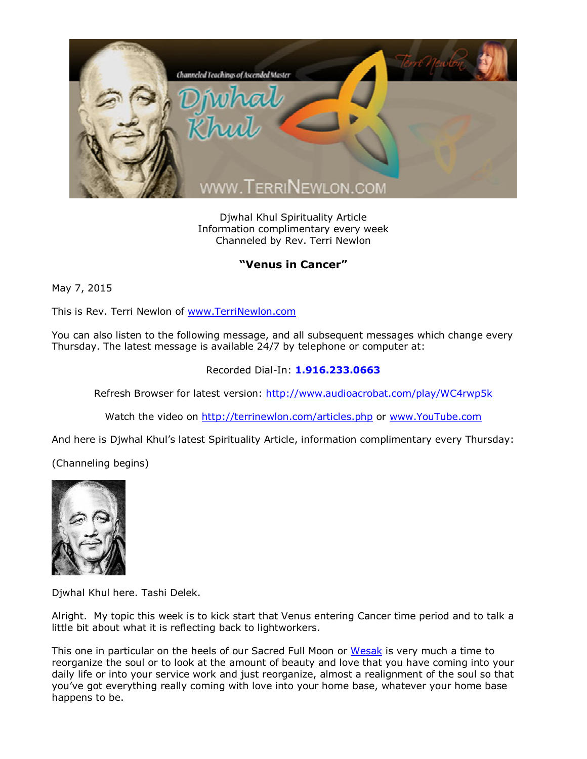Djwhal Khul Spirituality Article
Information complimentary every week
Channeled by Rev. Terri Newlon

## "Venus in Cancer"

May 7, 2015

This is Rev. Terri Newlon of www.TerriNewlon.com

You can also listen to the following message, and all subsequent messages which change every Thursday. The latest message is available 24/7 by telephone or computer at:

Recorded Dial-In: **1.916.233.0663**

Refresh Browser for latest version: http://www.audioacrobat.com/play/WC4rwp5k

Watch the video on http://terrinewlon.com/articles.php or www.YouTube.com

And here is Djwhal Khul's latest Spirituality Article, information complimentary every Thursday:

(Channeling begins)

Djwhal Khul here. Tashi Delek.

Alright. My topic this week is to kick start that Venus entering Cancer time period and to talk a little bit about what it is reflecting back to lightworkers.

This one in particular on the heels of our Sacred Full Moon or Wesak is very much a time to reorganize the soul or to look at the amount of beauty and love that you have coming into your daily life or into your service work and just reorganize, almost a realignment of the soul so that you've got everything really coming with love into your home base, whatever your home base happens to be.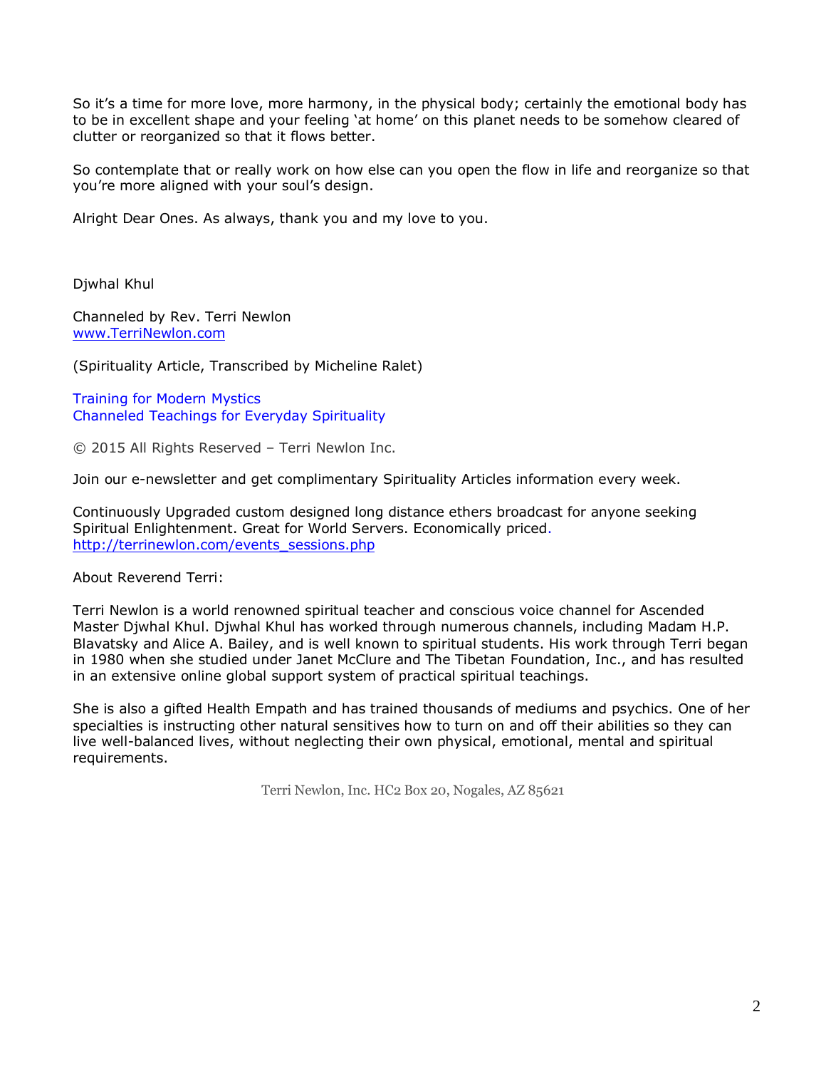So it's a time for more love, more harmony, in the physical body; certainly the emotional body has to be in excellent shape and your feeling 'at home' on this planet needs to be somehow cleared of clutter or reorganized so that it flows better.

So contemplate that or really work on how else can you open the flow in life and reorganize so that you're more aligned with your soul's design.

Alright Dear Ones. As always, thank you and my love to you.

Djwhal Khul

Channeled by Rev. Terri Newlon
www.TerriNewlon.com

(Spirituality Article, Transcribed by Micheline Ralet)

Training for Modern Mystics
Channeled Teachings for Everyday Spirituality

© 2015 All Rights Reserved – Terri Newlon Inc.

Join our e-newsletter and get complimentary Spirituality Articles information every week.

Continuously Upgraded custom designed long distance ethers broadcast for anyone seeking Spiritual Enlightenment. Great for World Servers. Economically priced.
http://terrinewlon.com/events_sessions.php

About Reverend Terri:

Terri Newlon is a world renowned spiritual teacher and conscious voice channel for Ascended Master Djwhal Khul. Djwhal Khul has worked through numerous channels, including Madam H.P. Blavatsky and Alice A. Bailey, and is well known to spiritual students. His work through Terri began in 1980 when she studied under Janet McClure and The Tibetan Foundation, Inc., and has resulted in an extensive online global support system of practical spiritual teachings.

She is also a gifted Health Empath and has trained thousands of mediums and psychics. One of her specialties is instructing other natural sensitives how to turn on and off their abilities so they can live well-balanced lives, without neglecting their own physical, emotional, mental and spiritual requirements.

Terri Newlon, Inc. HC2 Box 20, Nogales, AZ 85621